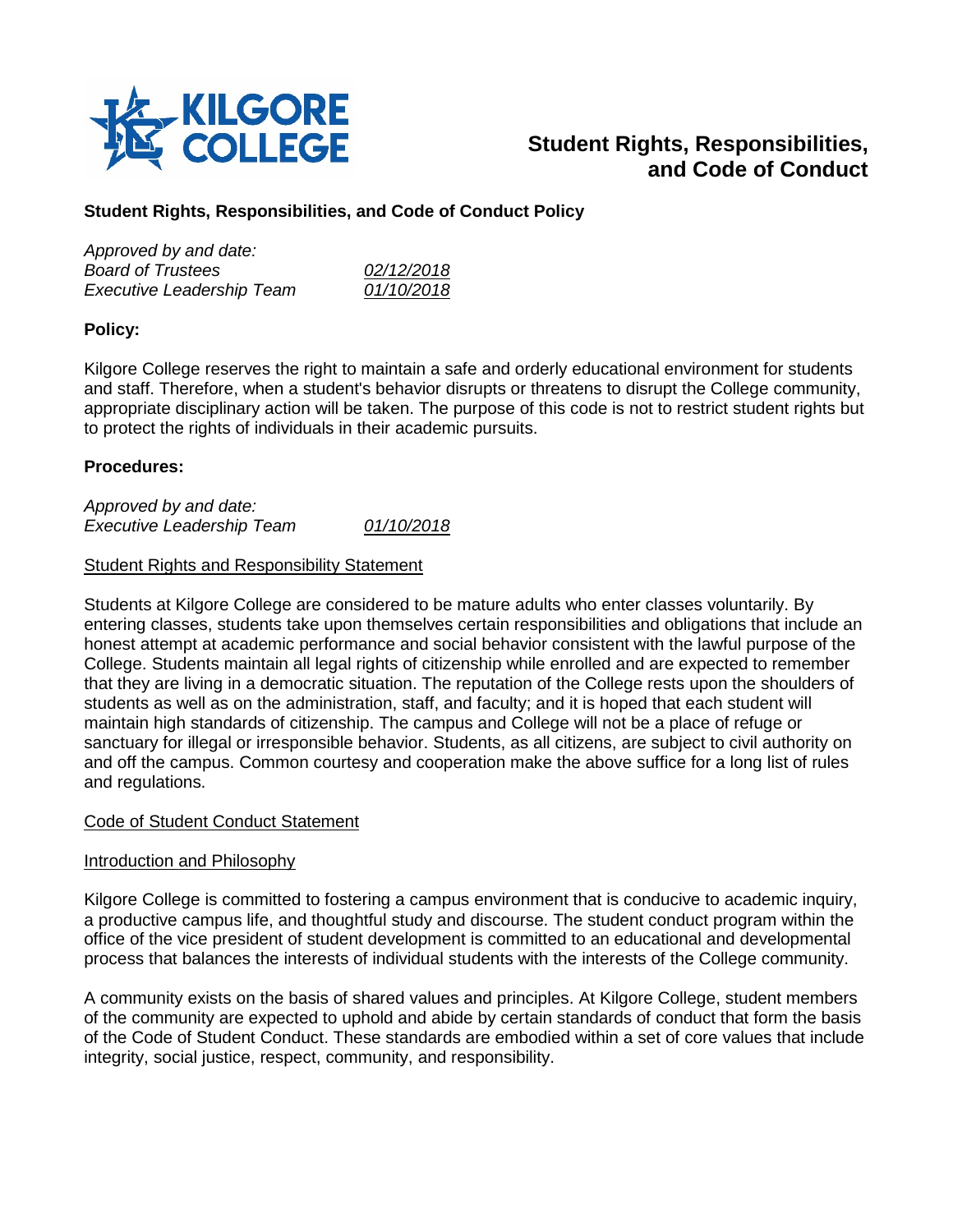# Student Rights, Responsibilities, and Code of Conduct

**Student Rights, Responsibilities, and Code of Conduct Policy**

*Approved by and date:*
*Board of Trustees* *02/12/2018*
*Executive Leadership Team* *01/10/2018*

**Policy:**

Kilgore College reserves the right to maintain a safe and orderly educational environment for students and staff. Therefore, when a student's behavior disrupts or threatens to disrupt the College community, appropriate disciplinary action will be taken. The purpose of this code is not to restrict student rights but to protect the rights of individuals in their academic pursuits.

**Procedures:**

*Approved by and date:*
*Executive Leadership Team* *01/10/2018*

Student Rights and Responsibility Statement

Students at Kilgore College are considered to be mature adults who enter classes voluntarily. By entering classes, students take upon themselves certain responsibilities and obligations that include an honest attempt at academic performance and social behavior consistent with the lawful purpose of the College. Students maintain all legal rights of citizenship while enrolled and are expected to remember that they are living in a democratic situation. The reputation of the College rests upon the shoulders of students as well as on the administration, staff, and faculty; and it is hoped that each student will maintain high standards of citizenship. The campus and College will not be a place of refuge or sanctuary for illegal or irresponsible behavior. Students, as all citizens, are subject to civil authority on and off the campus. Common courtesy and cooperation make the above suffice for a long list of rules and regulations.

Code of Student Conduct Statement

Introduction and Philosophy

Kilgore College is committed to fostering a campus environment that is conducive to academic inquiry, a productive campus life, and thoughtful study and discourse. The student conduct program within the office of the vice president of student development is committed to an educational and developmental process that balances the interests of individual students with the interests of the College community.

A community exists on the basis of shared values and principles. At Kilgore College, student members of the community are expected to uphold and abide by certain standards of conduct that form the basis of the Code of Student Conduct. These standards are embodied within a set of core values that include integrity, social justice, respect, community, and responsibility.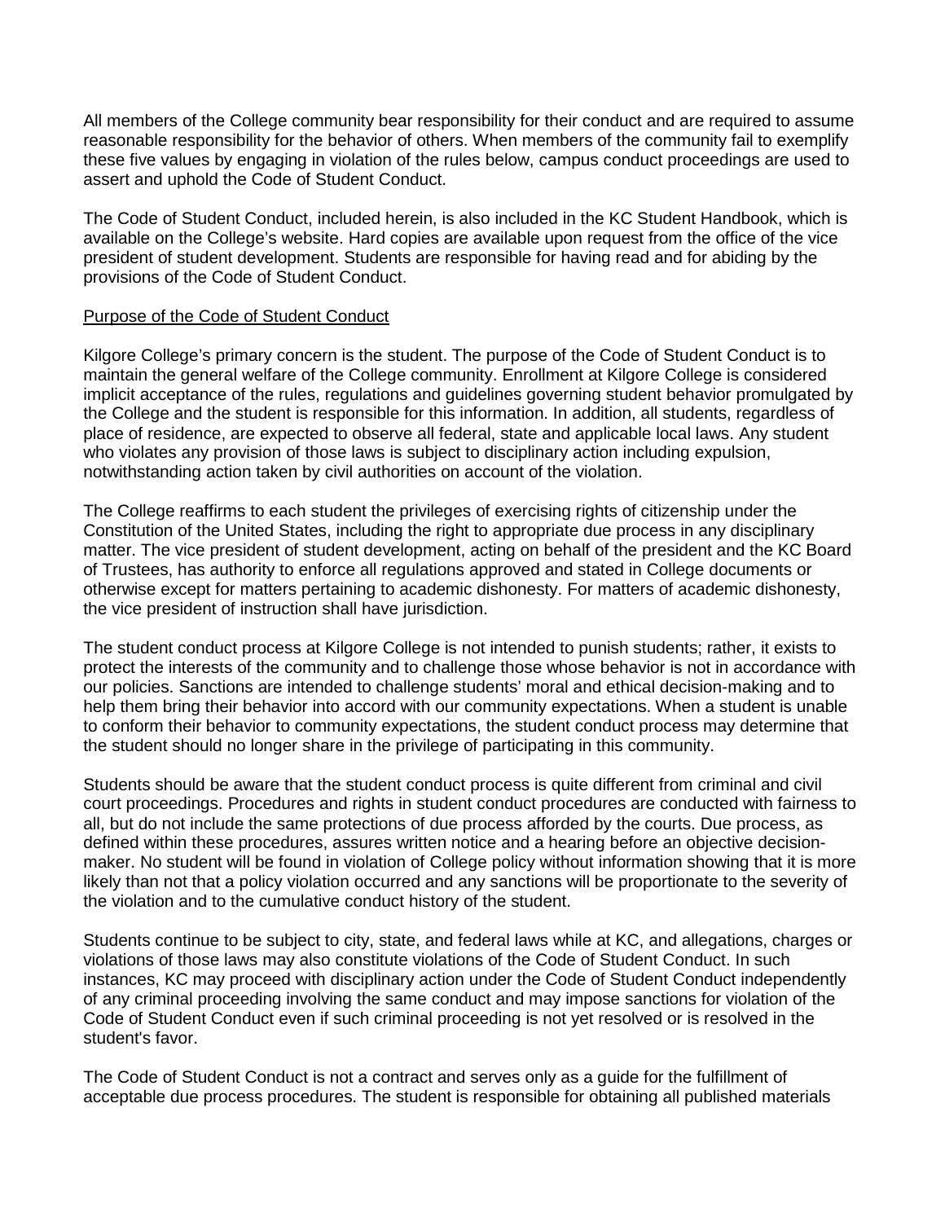All members of the College community bear responsibility for their conduct and are required to assume reasonable responsibility for the behavior of others. When members of the community fail to exemplify these five values by engaging in violation of the rules below, campus conduct proceedings are used to assert and uphold the Code of Student Conduct.

The Code of Student Conduct, included herein, is also included in the KC Student Handbook, which is available on the College's website. Hard copies are available upon request from the office of the vice president of student development. Students are responsible for having read and for abiding by the provisions of the Code of Student Conduct.

<u>Purpose of the Code of Student Conduct</u>

Kilgore College's primary concern is the student. The purpose of the Code of Student Conduct is to maintain the general welfare of the College community. Enrollment at Kilgore College is considered implicit acceptance of the rules, regulations and guidelines governing student behavior promulgated by the College and the student is responsible for this information. In addition, all students, regardless of place of residence, are expected to observe all federal, state and applicable local laws. Any student who violates any provision of those laws is subject to disciplinary action including expulsion, notwithstanding action taken by civil authorities on account of the violation.

The College reaffirms to each student the privileges of exercising rights of citizenship under the Constitution of the United States, including the right to appropriate due process in any disciplinary matter. The vice president of student development, acting on behalf of the president and the KC Board of Trustees, has authority to enforce all regulations approved and stated in College documents or otherwise except for matters pertaining to academic dishonesty. For matters of academic dishonesty, the vice president of instruction shall have jurisdiction.

The student conduct process at Kilgore College is not intended to punish students; rather, it exists to protect the interests of the community and to challenge those whose behavior is not in accordance with our policies. Sanctions are intended to challenge students' moral and ethical decision-making and to help them bring their behavior into accord with our community expectations. When a student is unable to conform their behavior to community expectations, the student conduct process may determine that the student should no longer share in the privilege of participating in this community.

Students should be aware that the student conduct process is quite different from criminal and civil court proceedings. Procedures and rights in student conduct procedures are conducted with fairness to all, but do not include the same protections of due process afforded by the courts. Due process, as defined within these procedures, assures written notice and a hearing before an objective decision-maker. No student will be found in violation of College policy without information showing that it is more likely than not that a policy violation occurred and any sanctions will be proportionate to the severity of the violation and to the cumulative conduct history of the student.

Students continue to be subject to city, state, and federal laws while at KC, and allegations, charges or violations of those laws may also constitute violations of the Code of Student Conduct. In such instances, KC may proceed with disciplinary action under the Code of Student Conduct independently of any criminal proceeding involving the same conduct and may impose sanctions for violation of the Code of Student Conduct even if such criminal proceeding is not yet resolved or is resolved in the student's favor.

The Code of Student Conduct is not a contract and serves only as a guide for the fulfillment of acceptable due process procedures. The student is responsible for obtaining all published materials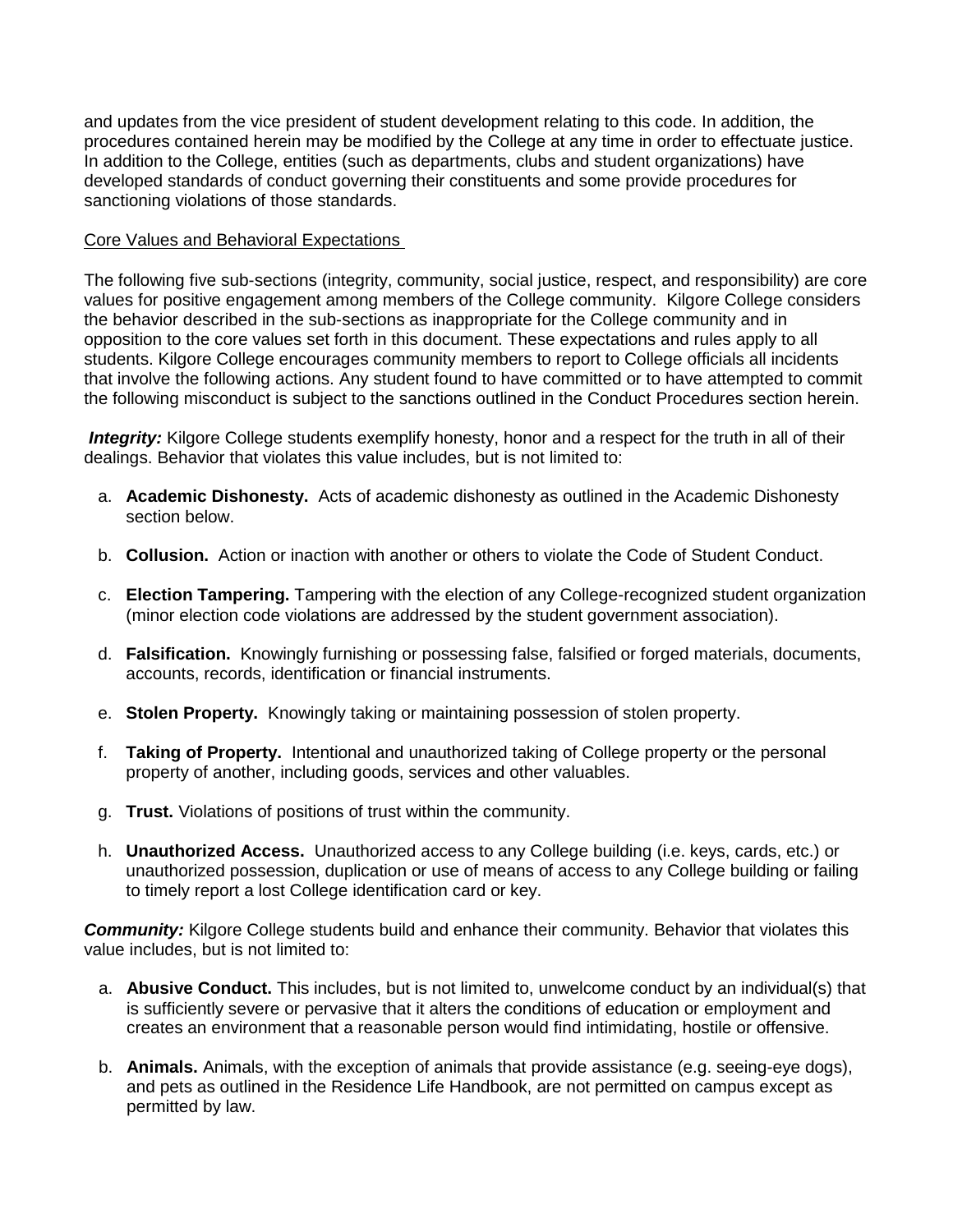and updates from the vice president of student development relating to this code. In addition, the procedures contained herein may be modified by the College at any time in order to effectuate justice. In addition to the College, entities (such as departments, clubs and student organizations) have developed standards of conduct governing their constituents and some provide procedures for sanctioning violations of those standards.

Core Values and Behavioral Expectations

The following five sub-sections (integrity, community, social justice, respect, and responsibility) are core values for positive engagement among members of the College community. Kilgore College considers the behavior described in the sub-sections as inappropriate for the College community and in opposition to the core values set forth in this document. These expectations and rules apply to all students. Kilgore College encourages community members to report to College officials all incidents that involve the following actions. Any student found to have committed or to have attempted to commit the following misconduct is subject to the sanctions outlined in the Conduct Procedures section herein.

***Integrity:*** Kilgore College students exemplify honesty, honor and a respect for the truth in all of their dealings. Behavior that violates this value includes, but is not limited to:

a. **Academic Dishonesty.** Acts of academic dishonesty as outlined in the Academic Dishonesty section below.

b. **Collusion.** Action or inaction with another or others to violate the Code of Student Conduct.

c. **Election Tampering.** Tampering with the election of any College-recognized student organization (minor election code violations are addressed by the student government association).

d. **Falsification.** Knowingly furnishing or possessing false, falsified or forged materials, documents, accounts, records, identification or financial instruments.

e. **Stolen Property.** Knowingly taking or maintaining possession of stolen property.

f. **Taking of Property.** Intentional and unauthorized taking of College property or the personal property of another, including goods, services and other valuables.

g. **Trust.** Violations of positions of trust within the community.

h. **Unauthorized Access.** Unauthorized access to any College building (i.e. keys, cards, etc.) or unauthorized possession, duplication or use of means of access to any College building or failing to timely report a lost College identification card or key.

***Community:*** Kilgore College students build and enhance their community. Behavior that violates this value includes, but is not limited to:

a. **Abusive Conduct.** This includes, but is not limited to, unwelcome conduct by an individual(s) that is sufficiently severe or pervasive that it alters the conditions of education or employment and creates an environment that a reasonable person would find intimidating, hostile or offensive.

b. **Animals.** Animals, with the exception of animals that provide assistance (e.g. seeing-eye dogs), and pets as outlined in the Residence Life Handbook, are not permitted on campus except as permitted by law.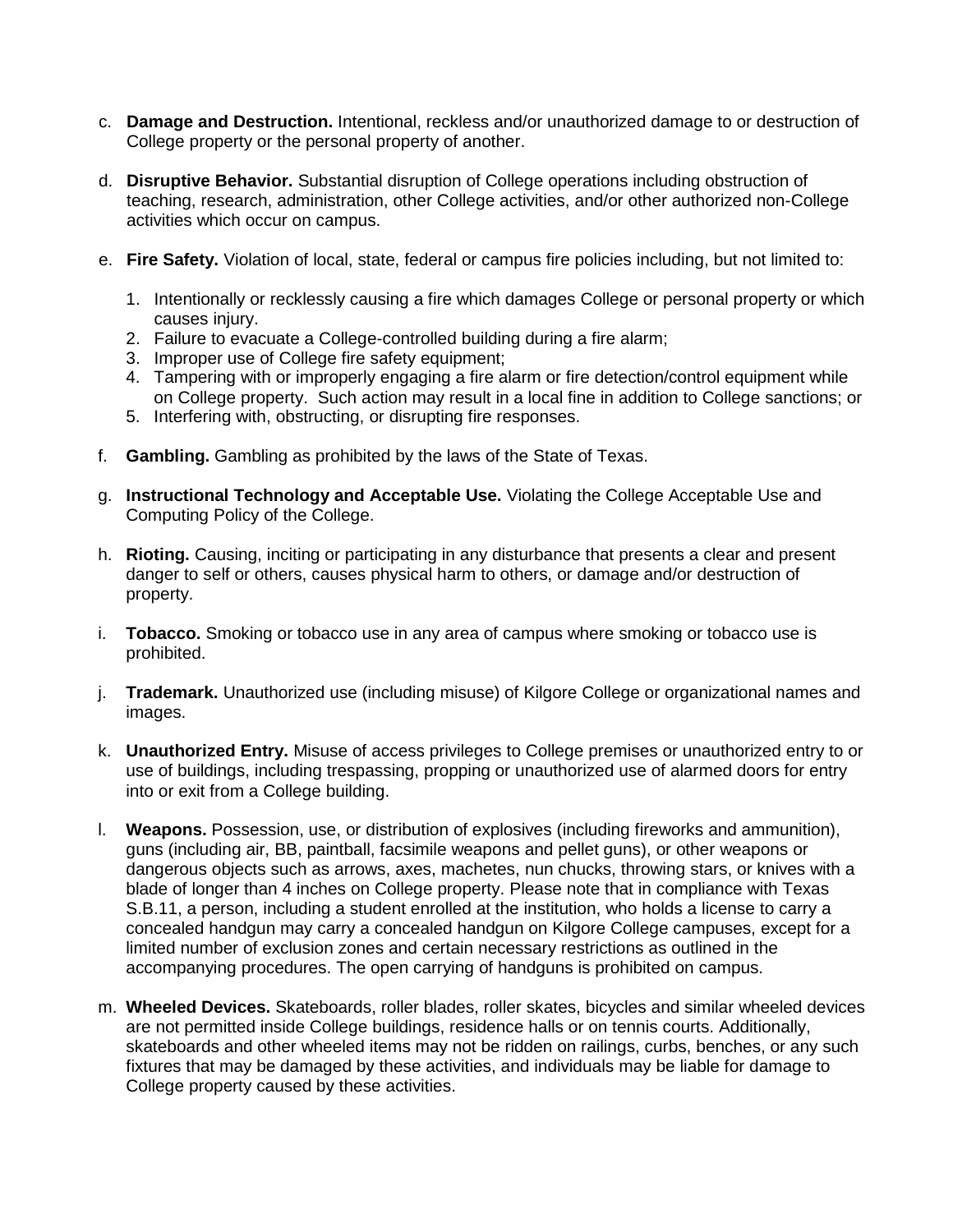c. **Damage and Destruction.** Intentional, reckless and/or unauthorized damage to or destruction of College property or the personal property of another.

d. **Disruptive Behavior.** Substantial disruption of College operations including obstruction of teaching, research, administration, other College activities, and/or other authorized non-College activities which occur on campus.

e. **Fire Safety.** Violation of local, state, federal or campus fire policies including, but not limited to:

   1. Intentionally or recklessly causing a fire which damages College or personal property or which causes injury.
   2. Failure to evacuate a College-controlled building during a fire alarm;
   3. Improper use of College fire safety equipment;
   4. Tampering with or improperly engaging a fire alarm or fire detection/control equipment while on College property. Such action may result in a local fine in addition to College sanctions; or
   5. Interfering with, obstructing, or disrupting fire responses.

f. **Gambling.** Gambling as prohibited by the laws of the State of Texas.

g. **Instructional Technology and Acceptable Use.** Violating the College Acceptable Use and Computing Policy of the College.

h. **Rioting.** Causing, inciting or participating in any disturbance that presents a clear and present danger to self or others, causes physical harm to others, or damage and/or destruction of property.

i. **Tobacco.** Smoking or tobacco use in any area of campus where smoking or tobacco use is prohibited.

j. **Trademark.** Unauthorized use (including misuse) of Kilgore College or organizational names and images.

k. **Unauthorized Entry.** Misuse of access privileges to College premises or unauthorized entry to or use of buildings, including trespassing, propping or unauthorized use of alarmed doors for entry into or exit from a College building.

l. **Weapons.** Possession, use, or distribution of explosives (including fireworks and ammunition), guns (including air, BB, paintball, facsimile weapons and pellet guns), or other weapons or dangerous objects such as arrows, axes, machetes, nun chucks, throwing stars, or knives with a blade of longer than 4 inches on College property. Please note that in compliance with Texas S.B.11, a person, including a student enrolled at the institution, who holds a license to carry a concealed handgun may carry a concealed handgun on Kilgore College campuses, except for a limited number of exclusion zones and certain necessary restrictions as outlined in the accompanying procedures. The open carrying of handguns is prohibited on campus.

m. **Wheeled Devices.** Skateboards, roller blades, roller skates, bicycles and similar wheeled devices are not permitted inside College buildings, residence halls or on tennis courts. Additionally, skateboards and other wheeled items may not be ridden on railings, curbs, benches, or any such fixtures that may be damaged by these activities, and individuals may be liable for damage to College property caused by these activities.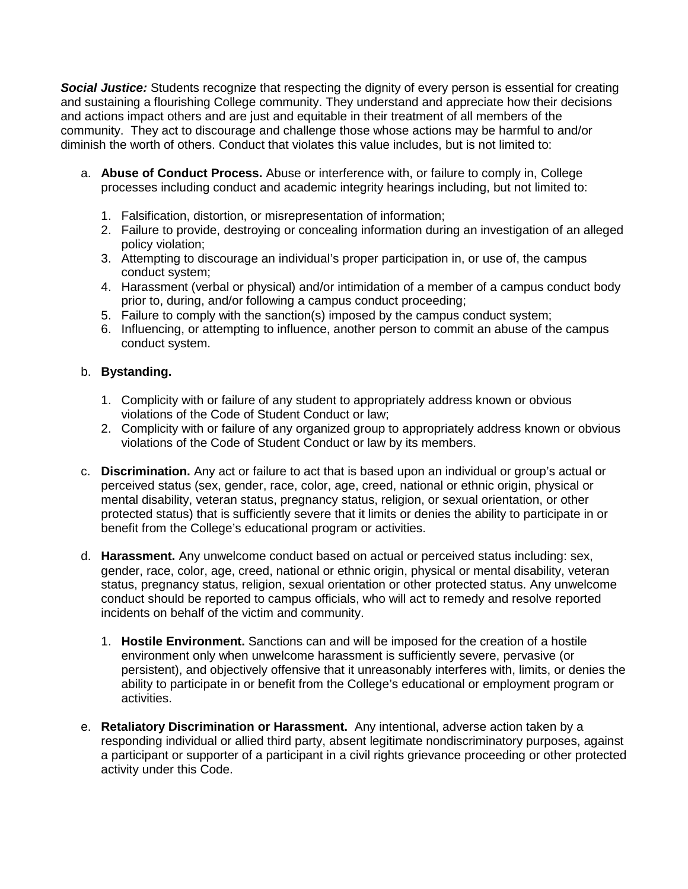***Social Justice:*** Students recognize that respecting the dignity of every person is essential for creating and sustaining a flourishing College community. They understand and appreciate how their decisions and actions impact others and are just and equitable in their treatment of all members of the community. They act to discourage and challenge those whose actions may be harmful to and/or diminish the worth of others. Conduct that violates this value includes, but is not limited to:

a. **Abuse of Conduct Process.** Abuse or interference with, or failure to comply in, College processes including conduct and academic integrity hearings including, but not limited to:

   1. Falsification, distortion, or misrepresentation of information;
   2. Failure to provide, destroying or concealing information during an investigation of an alleged policy violation;
   3. Attempting to discourage an individual's proper participation in, or use of, the campus conduct system;
   4. Harassment (verbal or physical) and/or intimidation of a member of a campus conduct body prior to, during, and/or following a campus conduct proceeding;
   5. Failure to comply with the sanction(s) imposed by the campus conduct system;
   6. Influencing, or attempting to influence, another person to commit an abuse of the campus conduct system.

b. **Bystanding.**

   1. Complicity with or failure of any student to appropriately address known or obvious violations of the Code of Student Conduct or law;
   2. Complicity with or failure of any organized group to appropriately address known or obvious violations of the Code of Student Conduct or law by its members.

c. **Discrimination.** Any act or failure to act that is based upon an individual or group's actual or perceived status (sex, gender, race, color, age, creed, national or ethnic origin, physical or mental disability, veteran status, pregnancy status, religion, or sexual orientation, or other protected status) that is sufficiently severe that it limits or denies the ability to participate in or benefit from the College's educational program or activities.

d. **Harassment.** Any unwelcome conduct based on actual or perceived status including: sex, gender, race, color, age, creed, national or ethnic origin, physical or mental disability, veteran status, pregnancy status, religion, sexual orientation or other protected status. Any unwelcome conduct should be reported to campus officials, who will act to remedy and resolve reported incidents on behalf of the victim and community.

   1. **Hostile Environment.** Sanctions can and will be imposed for the creation of a hostile environment only when unwelcome harassment is sufficiently severe, pervasive (or persistent), and objectively offensive that it unreasonably interferes with, limits, or denies the ability to participate in or benefit from the College's educational or employment program or activities.

e. **Retaliatory Discrimination or Harassment.** Any intentional, adverse action taken by a responding individual or allied third party, absent legitimate nondiscriminatory purposes, against a participant or supporter of a participant in a civil rights grievance proceeding or other protected activity under this Code.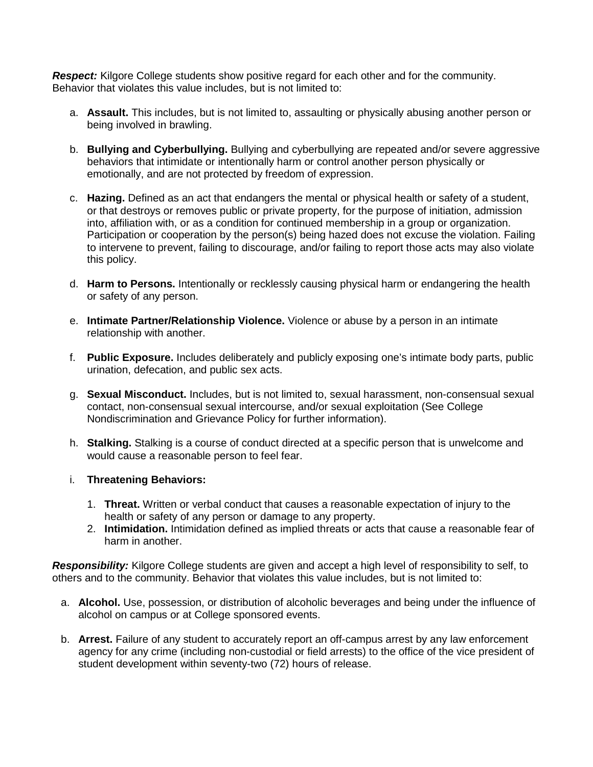***Respect:*** Kilgore College students show positive regard for each other and for the community. Behavior that violates this value includes, but is not limited to:

a. **Assault.** This includes, but is not limited to, assaulting or physically abusing another person or being involved in brawling.

b. **Bullying and Cyberbullying.** Bullying and cyberbullying are repeated and/or severe aggressive behaviors that intimidate or intentionally harm or control another person physically or emotionally, and are not protected by freedom of expression.

c. **Hazing.** Defined as an act that endangers the mental or physical health or safety of a student, or that destroys or removes public or private property, for the purpose of initiation, admission into, affiliation with, or as a condition for continued membership in a group or organization. Participation or cooperation by the person(s) being hazed does not excuse the violation. Failing to intervene to prevent, failing to discourage, and/or failing to report those acts may also violate this policy.

d. **Harm to Persons.** Intentionally or recklessly causing physical harm or endangering the health or safety of any person.

e. **Intimate Partner/Relationship Violence.** Violence or abuse by a person in an intimate relationship with another.

f. **Public Exposure.** Includes deliberately and publicly exposing one's intimate body parts, public urination, defecation, and public sex acts.

g. **Sexual Misconduct.** Includes, but is not limited to, sexual harassment, non-consensual sexual contact, non-consensual sexual intercourse, and/or sexual exploitation (See College Nondiscrimination and Grievance Policy for further information).

h. **Stalking.** Stalking is a course of conduct directed at a specific person that is unwelcome and would cause a reasonable person to feel fear.

i. **Threatening Behaviors:**

   1. **Threat.** Written or verbal conduct that causes a reasonable expectation of injury to the health or safety of any person or damage to any property.
   2. **Intimidation.** Intimidation defined as implied threats or acts that cause a reasonable fear of harm in another.

***Responsibility:*** Kilgore College students are given and accept a high level of responsibility to self, to others and to the community. Behavior that violates this value includes, but is not limited to:

a. **Alcohol.** Use, possession, or distribution of alcoholic beverages and being under the influence of alcohol on campus or at College sponsored events.

b. **Arrest.** Failure of any student to accurately report an off-campus arrest by any law enforcement agency for any crime (including non-custodial or field arrests) to the office of the vice president of student development within seventy-two (72) hours of release.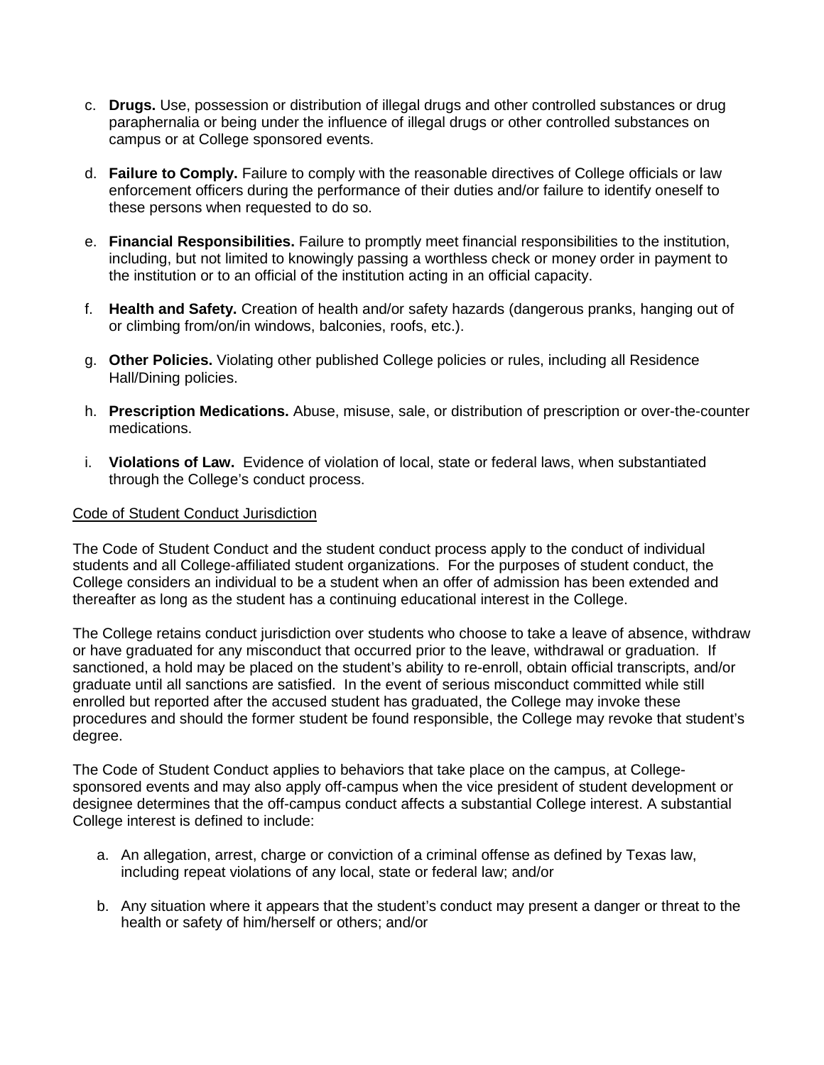c. **Drugs.** Use, possession or distribution of illegal drugs and other controlled substances or drug paraphernalia or being under the influence of illegal drugs or other controlled substances on campus or at College sponsored events.

d. **Failure to Comply.** Failure to comply with the reasonable directives of College officials or law enforcement officers during the performance of their duties and/or failure to identify oneself to these persons when requested to do so.

e. **Financial Responsibilities.** Failure to promptly meet financial responsibilities to the institution, including, but not limited to knowingly passing a worthless check or money order in payment to the institution or to an official of the institution acting in an official capacity.

f. **Health and Safety.** Creation of health and/or safety hazards (dangerous pranks, hanging out of or climbing from/on/in windows, balconies, roofs, etc.).

g. **Other Policies.** Violating other published College policies or rules, including all Residence Hall/Dining policies.

h. **Prescription Medications.** Abuse, misuse, sale, or distribution of prescription or over-the-counter medications.

i. **Violations of Law.** Evidence of violation of local, state or federal laws, when substantiated through the College's conduct process.

<u>Code of Student Conduct Jurisdiction</u>

The Code of Student Conduct and the student conduct process apply to the conduct of individual students and all College-affiliated student organizations. For the purposes of student conduct, the College considers an individual to be a student when an offer of admission has been extended and thereafter as long as the student has a continuing educational interest in the College.

The College retains conduct jurisdiction over students who choose to take a leave of absence, withdraw or have graduated for any misconduct that occurred prior to the leave, withdrawal or graduation. If sanctioned, a hold may be placed on the student's ability to re-enroll, obtain official transcripts, and/or graduate until all sanctions are satisfied. In the event of serious misconduct committed while still enrolled but reported after the accused student has graduated, the College may invoke these procedures and should the former student be found responsible, the College may revoke that student's degree.

The Code of Student Conduct applies to behaviors that take place on the campus, at College-sponsored events and may also apply off-campus when the vice president of student development or designee determines that the off-campus conduct affects a substantial College interest. A substantial College interest is defined to include:

a. An allegation, arrest, charge or conviction of a criminal offense as defined by Texas law, including repeat violations of any local, state or federal law; and/or

b. Any situation where it appears that the student's conduct may present a danger or threat to the health or safety of him/herself or others; and/or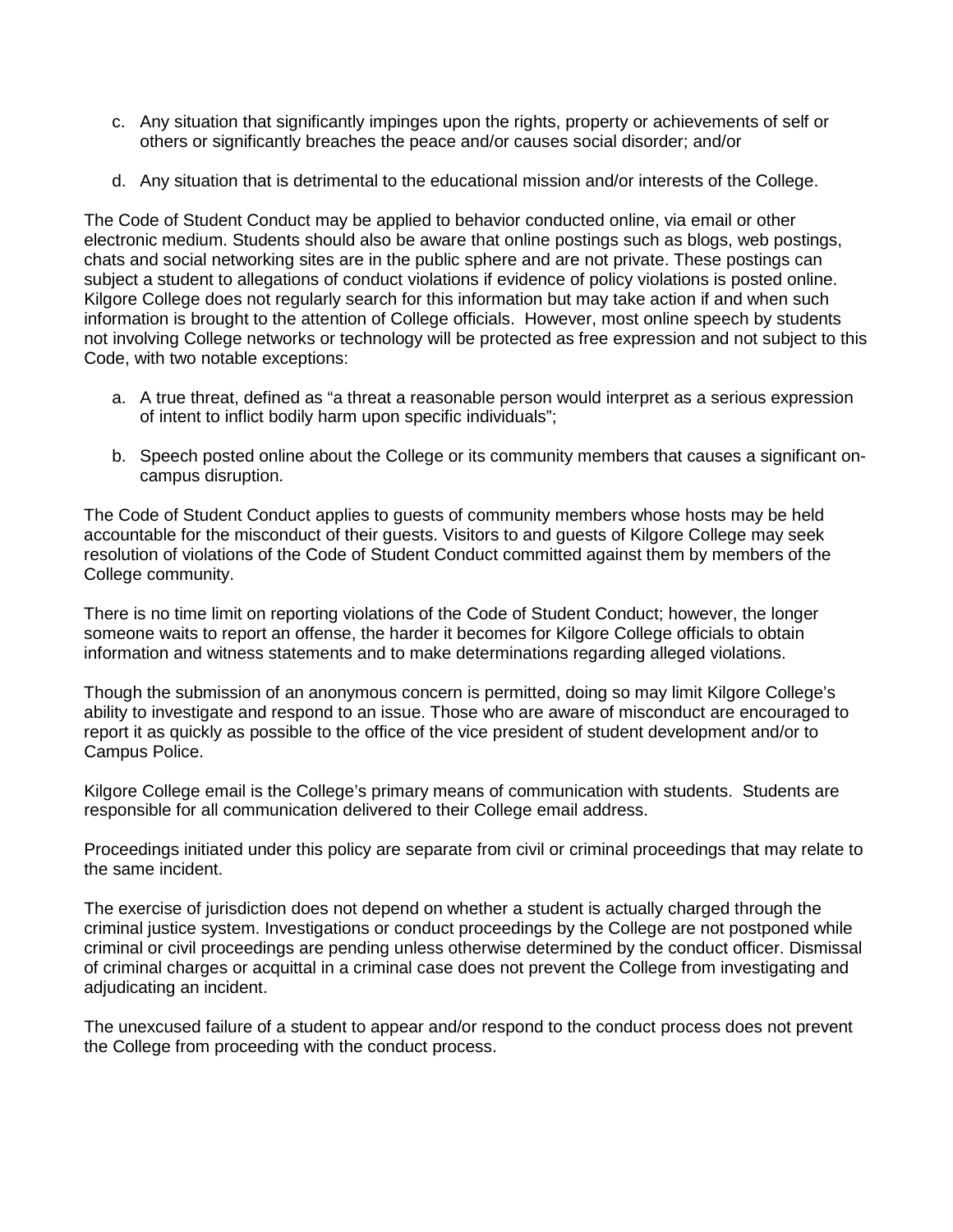c. Any situation that significantly impinges upon the rights, property or achievements of self or others or significantly breaches the peace and/or causes social disorder; and/or

d. Any situation that is detrimental to the educational mission and/or interests of the College.

The Code of Student Conduct may be applied to behavior conducted online, via email or other electronic medium. Students should also be aware that online postings such as blogs, web postings, chats and social networking sites are in the public sphere and are not private. These postings can subject a student to allegations of conduct violations if evidence of policy violations is posted online. Kilgore College does not regularly search for this information but may take action if and when such information is brought to the attention of College officials. However, most online speech by students not involving College networks or technology will be protected as free expression and not subject to this Code, with two notable exceptions:

a. A true threat, defined as "a threat a reasonable person would interpret as a serious expression of intent to inflict bodily harm upon specific individuals";

b. Speech posted online about the College or its community members that causes a significant on-campus disruption.

The Code of Student Conduct applies to guests of community members whose hosts may be held accountable for the misconduct of their guests. Visitors to and guests of Kilgore College may seek resolution of violations of the Code of Student Conduct committed against them by members of the College community.

There is no time limit on reporting violations of the Code of Student Conduct; however, the longer someone waits to report an offense, the harder it becomes for Kilgore College officials to obtain information and witness statements and to make determinations regarding alleged violations.

Though the submission of an anonymous concern is permitted, doing so may limit Kilgore College's ability to investigate and respond to an issue. Those who are aware of misconduct are encouraged to report it as quickly as possible to the office of the vice president of student development and/or to Campus Police.

Kilgore College email is the College's primary means of communication with students. Students are responsible for all communication delivered to their College email address.

Proceedings initiated under this policy are separate from civil or criminal proceedings that may relate to the same incident.

The exercise of jurisdiction does not depend on whether a student is actually charged through the criminal justice system. Investigations or conduct proceedings by the College are not postponed while criminal or civil proceedings are pending unless otherwise determined by the conduct officer. Dismissal of criminal charges or acquittal in a criminal case does not prevent the College from investigating and adjudicating an incident.

The unexcused failure of a student to appear and/or respond to the conduct process does not prevent the College from proceeding with the conduct process.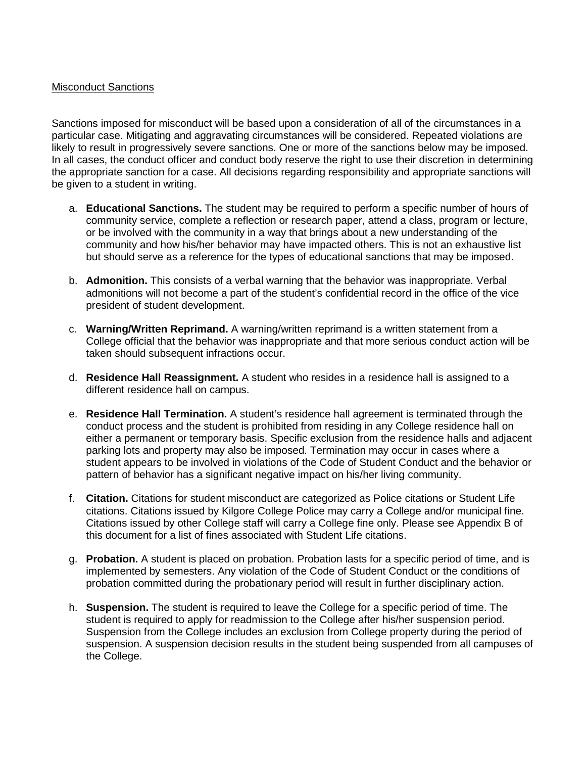Misconduct Sanctions

Sanctions imposed for misconduct will be based upon a consideration of all of the circumstances in a particular case. Mitigating and aggravating circumstances will be considered. Repeated violations are likely to result in progressively severe sanctions. One or more of the sanctions below may be imposed. In all cases, the conduct officer and conduct body reserve the right to use their discretion in determining the appropriate sanction for a case. All decisions regarding responsibility and appropriate sanctions will be given to a student in writing.

a. **Educational Sanctions.** The student may be required to perform a specific number of hours of community service, complete a reflection or research paper, attend a class, program or lecture, or be involved with the community in a way that brings about a new understanding of the community and how his/her behavior may have impacted others. This is not an exhaustive list but should serve as a reference for the types of educational sanctions that may be imposed.

b. **Admonition.** This consists of a verbal warning that the behavior was inappropriate. Verbal admonitions will not become a part of the student's confidential record in the office of the vice president of student development.

c. **Warning/Written Reprimand.** A warning/written reprimand is a written statement from a College official that the behavior was inappropriate and that more serious conduct action will be taken should subsequent infractions occur.

d. **Residence Hall Reassignment.** A student who resides in a residence hall is assigned to a different residence hall on campus.

e. **Residence Hall Termination.** A student's residence hall agreement is terminated through the conduct process and the student is prohibited from residing in any College residence hall on either a permanent or temporary basis. Specific exclusion from the residence halls and adjacent parking lots and property may also be imposed. Termination may occur in cases where a student appears to be involved in violations of the Code of Student Conduct and the behavior or pattern of behavior has a significant negative impact on his/her living community.

f. **Citation.** Citations for student misconduct are categorized as Police citations or Student Life citations. Citations issued by Kilgore College Police may carry a College and/or municipal fine. Citations issued by other College staff will carry a College fine only. Please see Appendix B of this document for a list of fines associated with Student Life citations.

g. **Probation.** A student is placed on probation. Probation lasts for a specific period of time, and is implemented by semesters. Any violation of the Code of Student Conduct or the conditions of probation committed during the probationary period will result in further disciplinary action.

h. **Suspension.** The student is required to leave the College for a specific period of time. The student is required to apply for readmission to the College after his/her suspension period. Suspension from the College includes an exclusion from College property during the period of suspension. A suspension decision results in the student being suspended from all campuses of the College.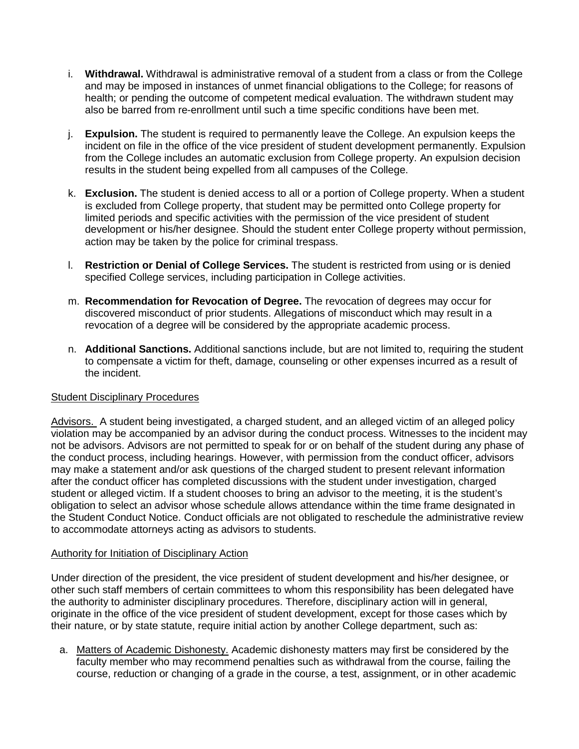i. **Withdrawal.** Withdrawal is administrative removal of a student from a class or from the College and may be imposed in instances of unmet financial obligations to the College; for reasons of health; or pending the outcome of competent medical evaluation. The withdrawn student may also be barred from re-enrollment until such a time specific conditions have been met.

j. **Expulsion.** The student is required to permanently leave the College. An expulsion keeps the incident on file in the office of the vice president of student development permanently. Expulsion from the College includes an automatic exclusion from College property. An expulsion decision results in the student being expelled from all campuses of the College.

k. **Exclusion.** The student is denied access to all or a portion of College property. When a student is excluded from College property, that student may be permitted onto College property for limited periods and specific activities with the permission of the vice president of student development or his/her designee. Should the student enter College property without permission, action may be taken by the police for criminal trespass.

l. **Restriction or Denial of College Services.** The student is restricted from using or is denied specified College services, including participation in College activities.

m. **Recommendation for Revocation of Degree.** The revocation of degrees may occur for discovered misconduct of prior students. Allegations of misconduct which may result in a revocation of a degree will be considered by the appropriate academic process.

n. **Additional Sanctions.** Additional sanctions include, but are not limited to, requiring the student to compensate a victim for theft, damage, counseling or other expenses incurred as a result of the incident.

<u>Student Disciplinary Procedures</u>

<u>Advisors.</u> A student being investigated, a charged student, and an alleged victim of an alleged policy violation may be accompanied by an advisor during the conduct process. Witnesses to the incident may not be advisors. Advisors are not permitted to speak for or on behalf of the student during any phase of the conduct process, including hearings. However, with permission from the conduct officer, advisors may make a statement and/or ask questions of the charged student to present relevant information after the conduct officer has completed discussions with the student under investigation, charged student or alleged victim. If a student chooses to bring an advisor to the meeting, it is the student's obligation to select an advisor whose schedule allows attendance within the time frame designated in the Student Conduct Notice. Conduct officials are not obligated to reschedule the administrative review to accommodate attorneys acting as advisors to students.

<u>Authority for Initiation of Disciplinary Action</u>

Under direction of the president, the vice president of student development and his/her designee, or other such staff members of certain committees to whom this responsibility has been delegated have the authority to administer disciplinary procedures. Therefore, disciplinary action will in general, originate in the office of the vice president of student development, except for those cases which by their nature, or by state statute, require initial action by another College department, such as:

a. <u>Matters of Academic Dishonesty.</u> Academic dishonesty matters may first be considered by the faculty member who may recommend penalties such as withdrawal from the course, failing the course, reduction or changing of a grade in the course, a test, assignment, or in other academic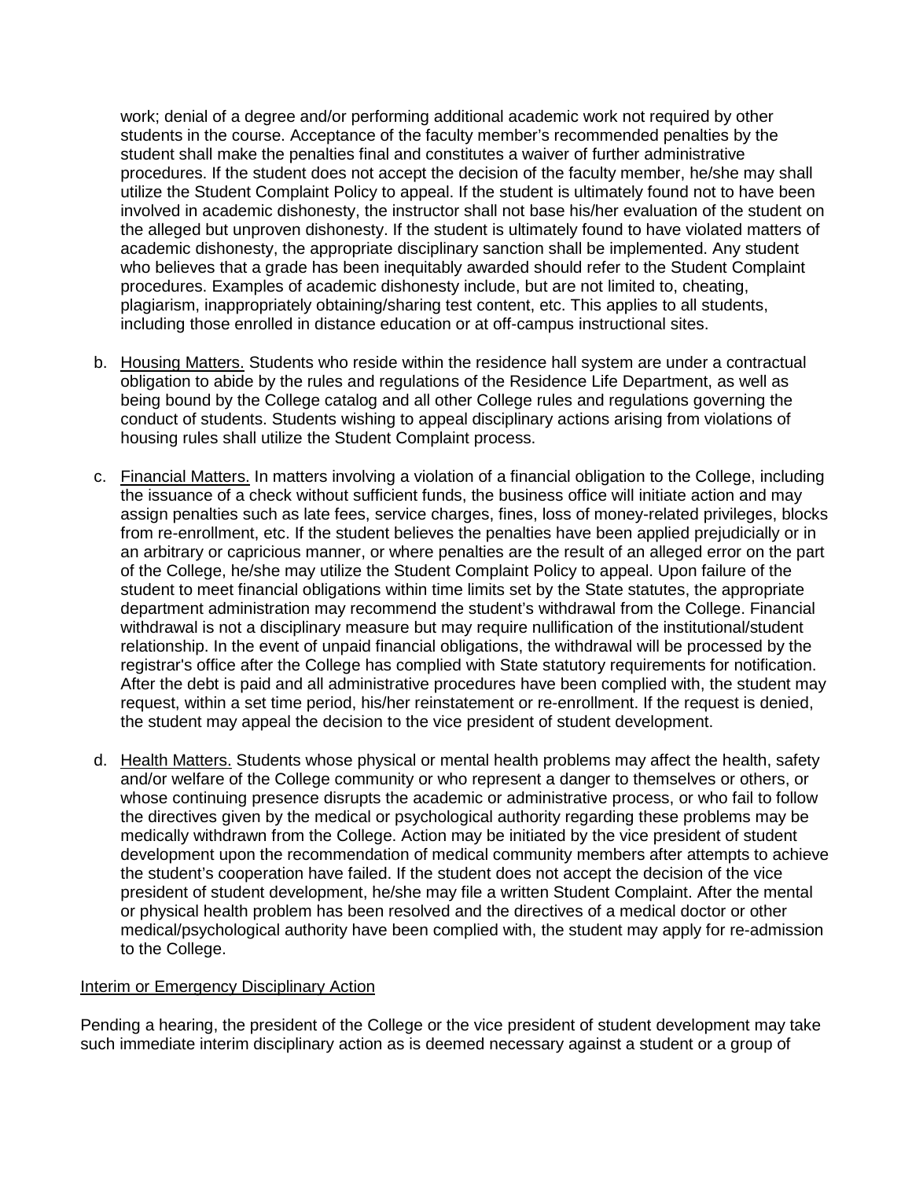work; denial of a degree and/or performing additional academic work not required by other students in the course. Acceptance of the faculty member's recommended penalties by the student shall make the penalties final and constitutes a waiver of further administrative procedures. If the student does not accept the decision of the faculty member, he/she may shall utilize the Student Complaint Policy to appeal. If the student is ultimately found not to have been involved in academic dishonesty, the instructor shall not base his/her evaluation of the student on the alleged but unproven dishonesty. If the student is ultimately found to have violated matters of academic dishonesty, the appropriate disciplinary sanction shall be implemented. Any student who believes that a grade has been inequitably awarded should refer to the Student Complaint procedures. Examples of academic dishonesty include, but are not limited to, cheating, plagiarism, inappropriately obtaining/sharing test content, etc. This applies to all students, including those enrolled in distance education or at off-campus instructional sites.

b. Housing Matters. Students who reside within the residence hall system are under a contractual obligation to abide by the rules and regulations of the Residence Life Department, as well as being bound by the College catalog and all other College rules and regulations governing the conduct of students. Students wishing to appeal disciplinary actions arising from violations of housing rules shall utilize the Student Complaint process.

c. Financial Matters. In matters involving a violation of a financial obligation to the College, including the issuance of a check without sufficient funds, the business office will initiate action and may assign penalties such as late fees, service charges, fines, loss of money-related privileges, blocks from re-enrollment, etc. If the student believes the penalties have been applied prejudicially or in an arbitrary or capricious manner, or where penalties are the result of an alleged error on the part of the College, he/she may utilize the Student Complaint Policy to appeal. Upon failure of the student to meet financial obligations within time limits set by the State statutes, the appropriate department administration may recommend the student's withdrawal from the College. Financial withdrawal is not a disciplinary measure but may require nullification of the institutional/student relationship. In the event of unpaid financial obligations, the withdrawal will be processed by the registrar's office after the College has complied with State statutory requirements for notification. After the debt is paid and all administrative procedures have been complied with, the student may request, within a set time period, his/her reinstatement or re-enrollment. If the request is denied, the student may appeal the decision to the vice president of student development.

d. Health Matters. Students whose physical or mental health problems may affect the health, safety and/or welfare of the College community or who represent a danger to themselves or others, or whose continuing presence disrupts the academic or administrative process, or who fail to follow the directives given by the medical or psychological authority regarding these problems may be medically withdrawn from the College. Action may be initiated by the vice president of student development upon the recommendation of medical community members after attempts to achieve the student's cooperation have failed. If the student does not accept the decision of the vice president of student development, he/she may file a written Student Complaint. After the mental or physical health problem has been resolved and the directives of a medical doctor or other medical/psychological authority have been complied with, the student may apply for re-admission to the College.

Interim or Emergency Disciplinary Action

Pending a hearing, the president of the College or the vice president of student development may take such immediate interim disciplinary action as is deemed necessary against a student or a group of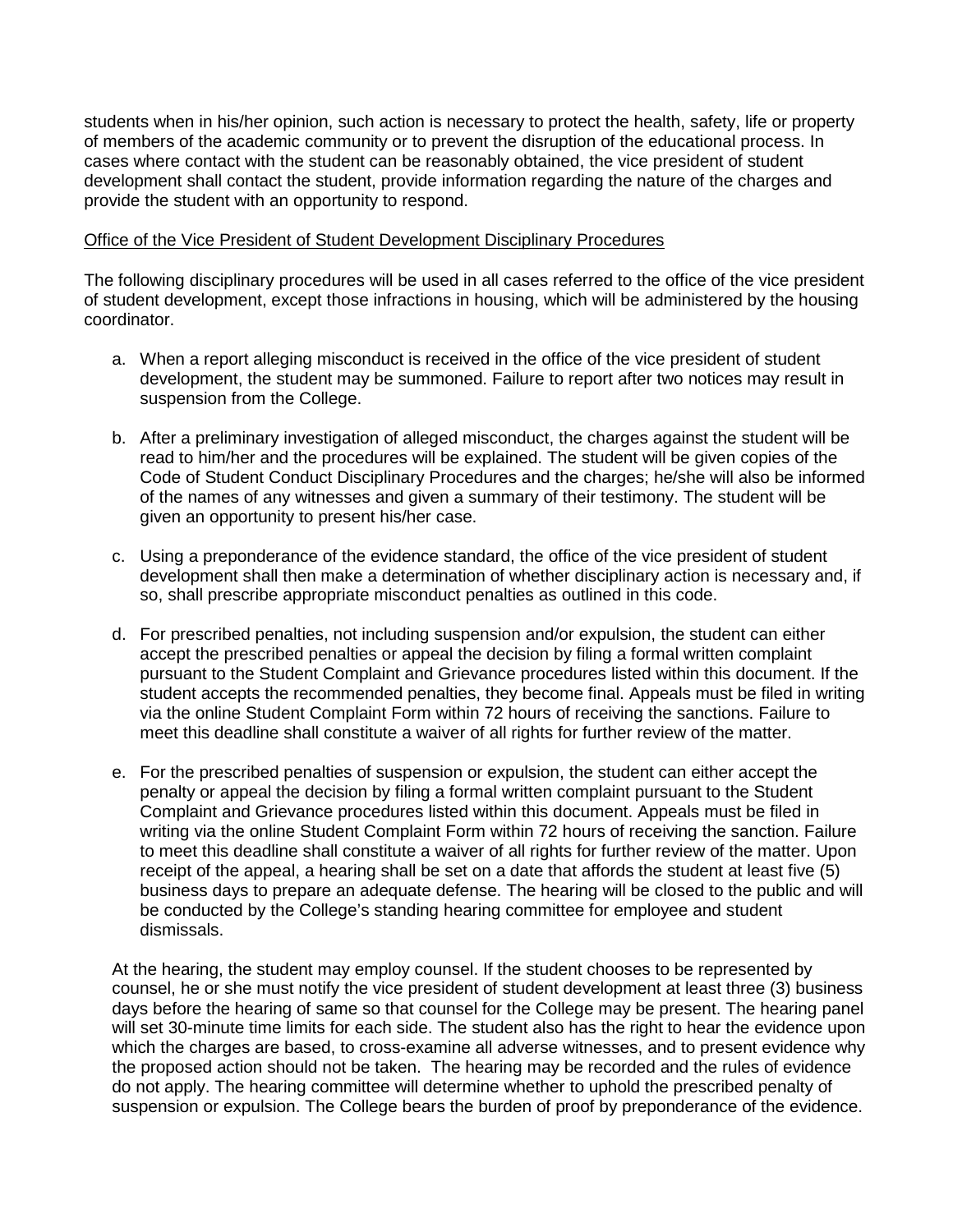students when in his/her opinion, such action is necessary to protect the health, safety, life or property of members of the academic community or to prevent the disruption of the educational process. In cases where contact with the student can be reasonably obtained, the vice president of student development shall contact the student, provide information regarding the nature of the charges and provide the student with an opportunity to respond.

<u>Office of the Vice President of Student Development Disciplinary Procedures</u>

The following disciplinary procedures will be used in all cases referred to the office of the vice president of student development, except those infractions in housing, which will be administered by the housing coordinator.

a. When a report alleging misconduct is received in the office of the vice president of student development, the student may be summoned. Failure to report after two notices may result in suspension from the College.

b. After a preliminary investigation of alleged misconduct, the charges against the student will be read to him/her and the procedures will be explained. The student will be given copies of the Code of Student Conduct Disciplinary Procedures and the charges; he/she will also be informed of the names of any witnesses and given a summary of their testimony. The student will be given an opportunity to present his/her case.

c. Using a preponderance of the evidence standard, the office of the vice president of student development shall then make a determination of whether disciplinary action is necessary and, if so, shall prescribe appropriate misconduct penalties as outlined in this code.

d. For prescribed penalties, not including suspension and/or expulsion, the student can either accept the prescribed penalties or appeal the decision by filing a formal written complaint pursuant to the Student Complaint and Grievance procedures listed within this document. If the student accepts the recommended penalties, they become final. Appeals must be filed in writing via the online Student Complaint Form within 72 hours of receiving the sanctions. Failure to meet this deadline shall constitute a waiver of all rights for further review of the matter.

e. For the prescribed penalties of suspension or expulsion, the student can either accept the penalty or appeal the decision by filing a formal written complaint pursuant to the Student Complaint and Grievance procedures listed within this document. Appeals must be filed in writing via the online Student Complaint Form within 72 hours of receiving the sanction. Failure to meet this deadline shall constitute a waiver of all rights for further review of the matter. Upon receipt of the appeal, a hearing shall be set on a date that affords the student at least five (5) business days to prepare an adequate defense. The hearing will be closed to the public and will be conducted by the College's standing hearing committee for employee and student dismissals.

At the hearing, the student may employ counsel. If the student chooses to be represented by counsel, he or she must notify the vice president of student development at least three (3) business days before the hearing of same so that counsel for the College may be present. The hearing panel will set 30-minute time limits for each side. The student also has the right to hear the evidence upon which the charges are based, to cross-examine all adverse witnesses, and to present evidence why the proposed action should not be taken. The hearing may be recorded and the rules of evidence do not apply. The hearing committee will determine whether to uphold the prescribed penalty of suspension or expulsion. The College bears the burden of proof by preponderance of the evidence.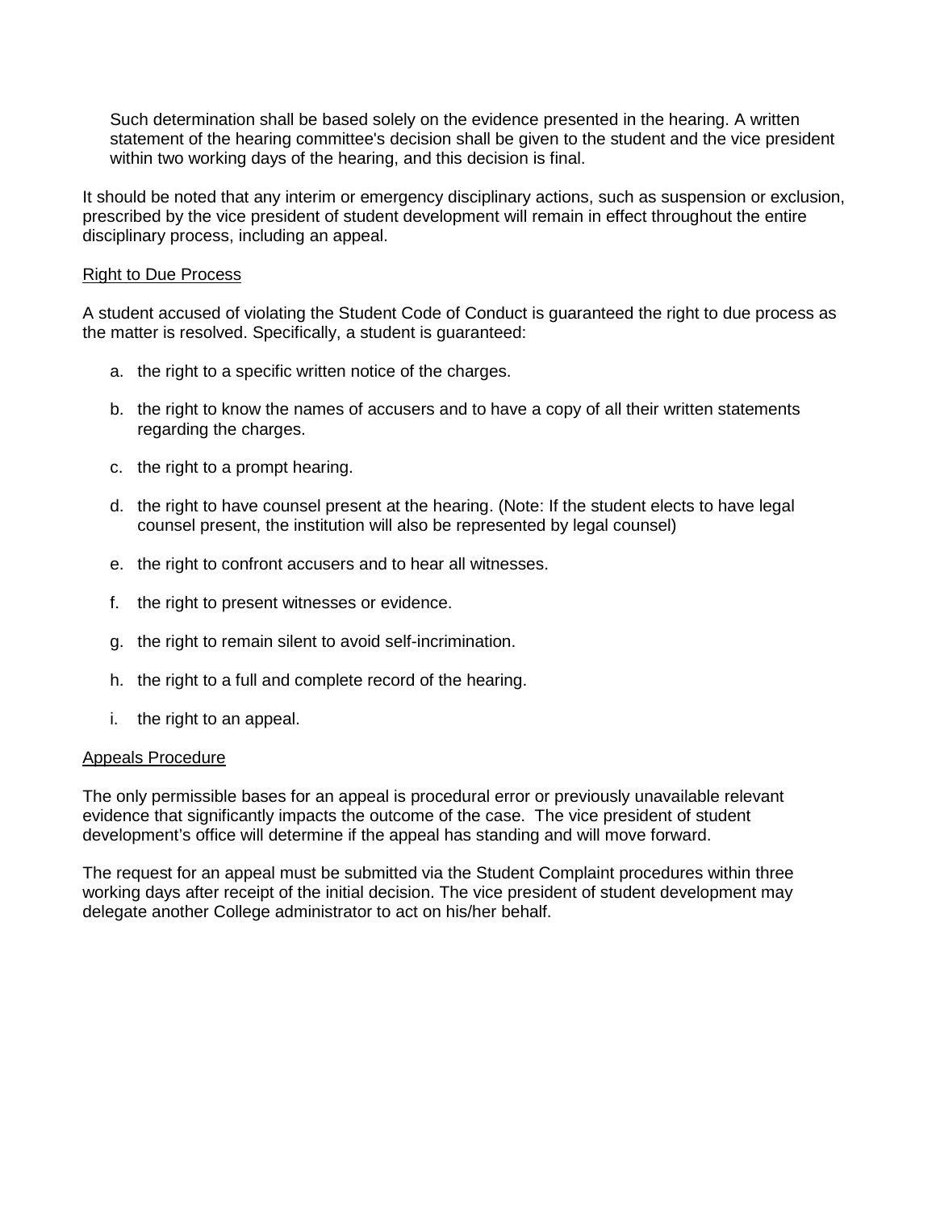Such determination shall be based solely on the evidence presented in the hearing. A written statement of the hearing committee's decision shall be given to the student and the vice president within two working days of the hearing, and this decision is final.

It should be noted that any interim or emergency disciplinary actions, such as suspension or exclusion, prescribed by the vice president of student development will remain in effect throughout the entire disciplinary process, including an appeal.

<u>Right to Due Process</u>

A student accused of violating the Student Code of Conduct is guaranteed the right to due process as the matter is resolved. Specifically, a student is guaranteed:

a. the right to a specific written notice of the charges.

b. the right to know the names of accusers and to have a copy of all their written statements regarding the charges.

c. the right to a prompt hearing.

d. the right to have counsel present at the hearing. (Note: If the student elects to have legal counsel present, the institution will also be represented by legal counsel)

e. the right to confront accusers and to hear all witnesses.

f. the right to present witnesses or evidence.

g. the right to remain silent to avoid self-incrimination.

h. the right to a full and complete record of the hearing.

i. the right to an appeal.

<u>Appeals Procedure</u>

The only permissible bases for an appeal is procedural error or previously unavailable relevant evidence that significantly impacts the outcome of the case. The vice president of student development's office will determine if the appeal has standing and will move forward.

The request for an appeal must be submitted via the Student Complaint procedures within three working days after receipt of the initial decision. The vice president of student development may delegate another College administrator to act on his/her behalf.